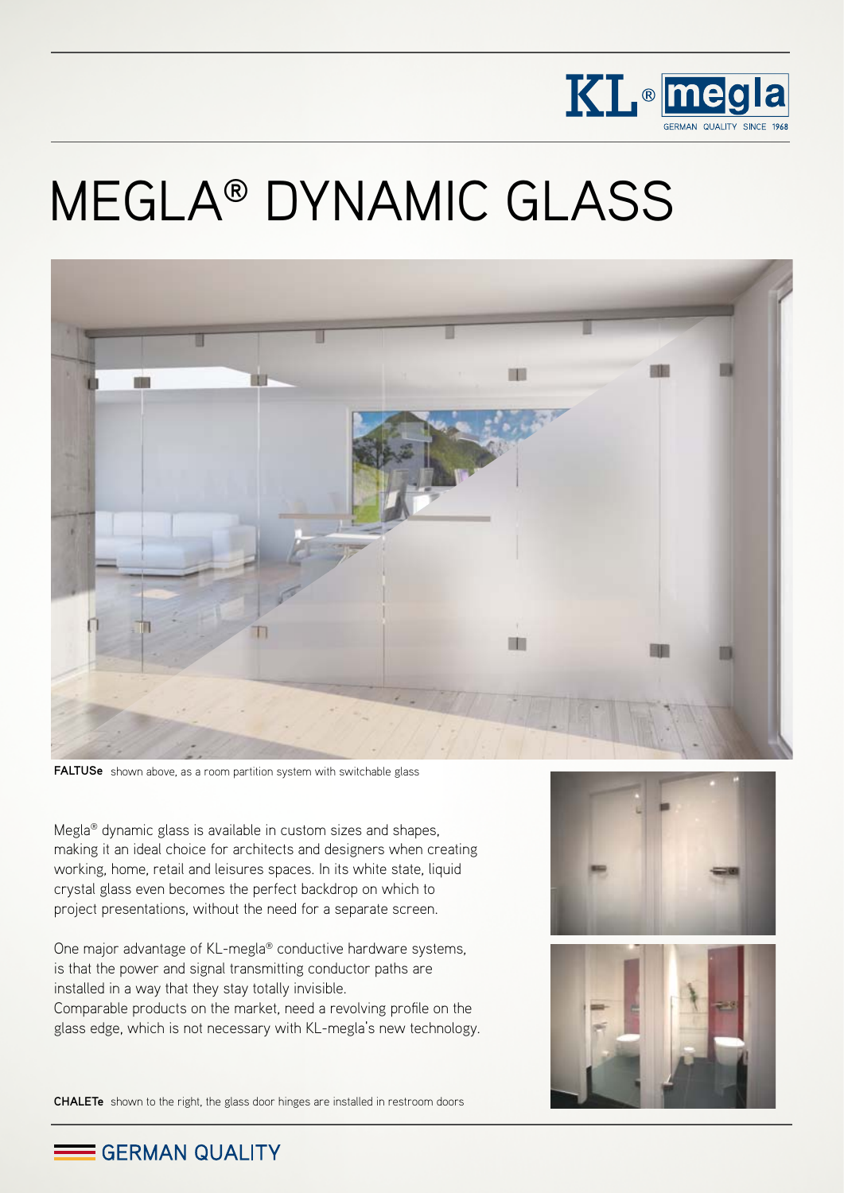# MEGLA® DYNAMIC GLASS

**FALTUSe** shown above, as a room partition system with switchable glass

Megla® dynamic glass is available in custom sizes and shapes, making it an ideal choice for architects and designers when creating working, home, retail and leisures spaces. In its white state, liquid crystal glass even becomes the perfect backdrop on which to project presentations, without the need for a separate screen.

One major advantage of KL-megla® conductive hardware systems, is that the power and signal transmitting conductor paths are installed in a way that they stay totally invisible.
Comparable products on the market, need a revolving profile on the glass edge, which is not necessary with KL-megla's new technology.

**CHALETe** shown to the right, the glass door hinges are installed in restroom doors

GERMAN QUALITY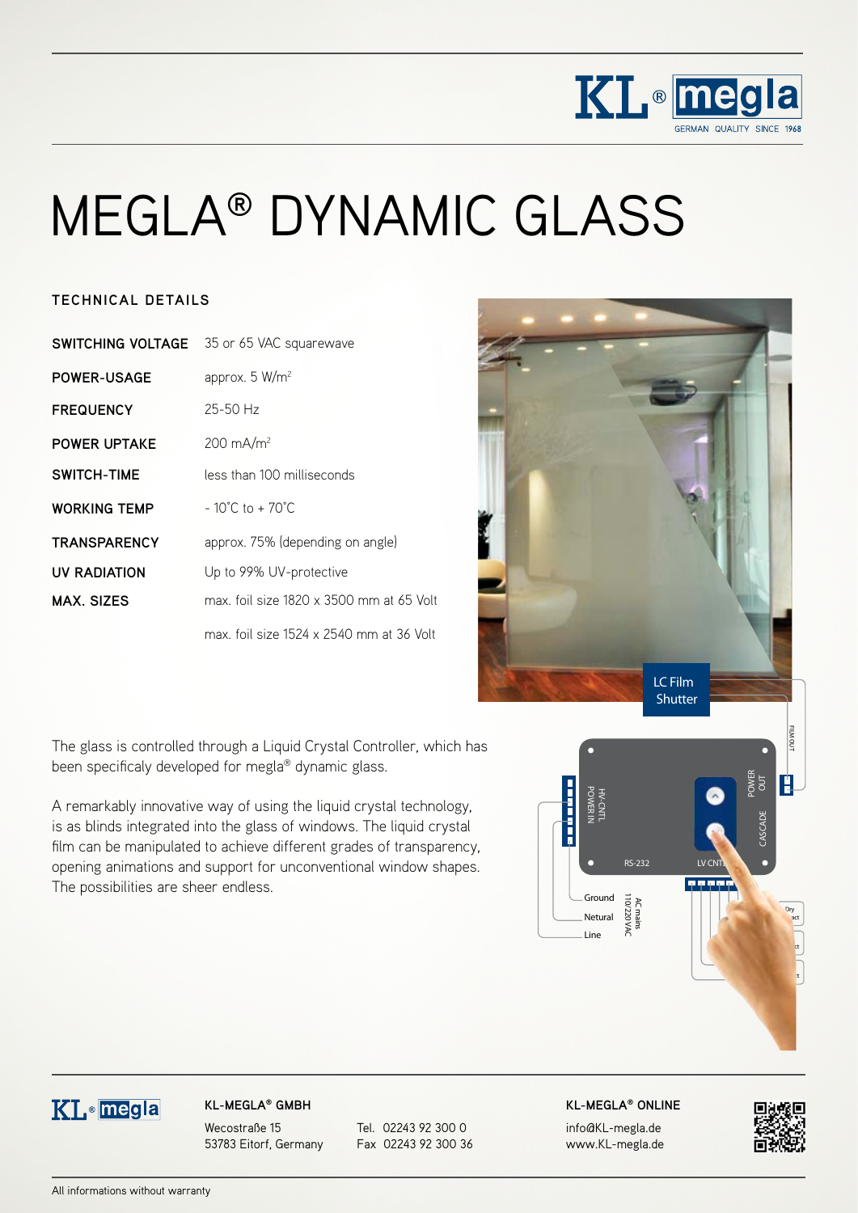# MEGLA® DYNAMIC GLASS

## TECHNICAL DETAILS

| | |
|---|---|
| **SWITCHING VOLTAGE** | 35 or 65 VAC squarewave |
| **POWER-USAGE** | approx. 5 W/m² |
| **FREQUENCY** | 25-50 Hz |
| **POWER UPTAKE** | 200 mA/m² |
| **SWITCH-TIME** | less than 100 milliseconds |
| **WORKING TEMP** | - 10°C to + 70°C |
| **TRANSPARENCY** | approx. 75% (depending on angle) |
| **UV RADIATION** | Up to 99% UV-protective |
| **MAX. SIZES** | max. foil size 1820 x 3500 mm at 65 Volt |
| | max. foil size 1524 x 2540 mm at 36 Volt |

The glass is controlled through a Liquid Crystal Controller, which has been specificaly developed for megla® dynamic glass.

A remarkably innovative way of using the liquid crystal technology, is as blinds integrated into the glass of windows. The liquid crystal film can be manipulated to achieve different grades of transparency, opening animations and support for unconventional window shapes. The possibilities are sheer endless.

LC Film Shutter

FILM OUT

HV-CNTL POWER IN

POWER OUT

CASCADE

RS-232

LV CNTL

Ground

Netural

Line

AC mains 110/220 VAC

**KL-MEGLA® GMBH**

Wecostraße 15
53783 Eitorf, Germany

Tel. 02243 92 300 0
Fax 02243 92 300 36

**KL-MEGLA® ONLINE**

info@KL-megla.de
www.KL-megla.de

All informations without warranty